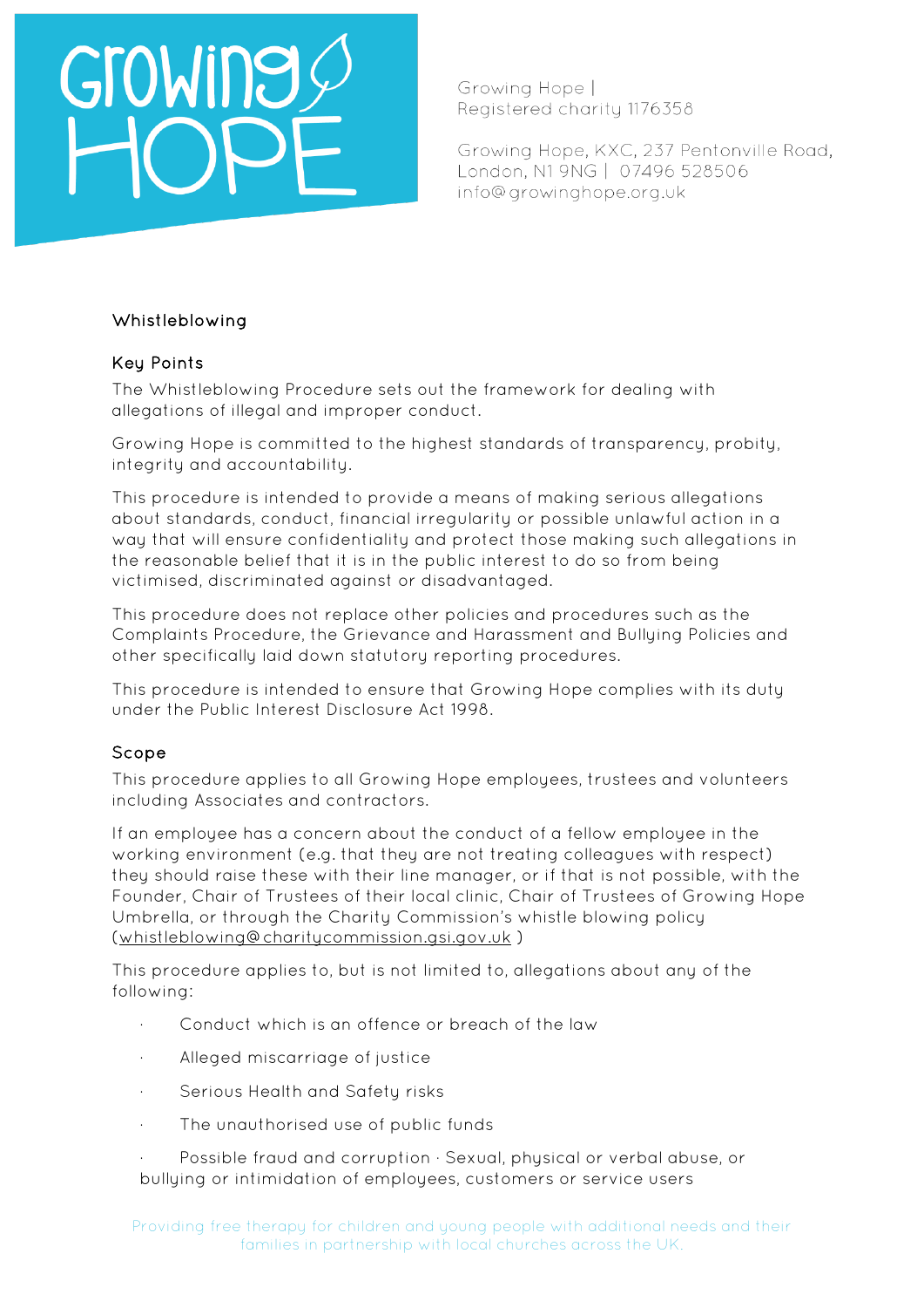Growing Hope |
Registered charity 1176358

Growing Hope, KXC, 237 Pentonville Road, London, N1 9NG | 07496 528506
info@growinghope.org.uk

## Whistleblowing

### Key Points

The Whistleblowing Procedure sets out the framework for dealing with allegations of illegal and improper conduct.

Growing Hope is committed to the highest standards of transparency, probity, integrity and accountability.

This procedure is intended to provide a means of making serious allegations about standards, conduct, financial irregularity or possible unlawful action in a way that will ensure confidentiality and protect those making such allegations in the reasonable belief that it is in the public interest to do so from being victimised, discriminated against or disadvantaged.

This procedure does not replace other policies and procedures such as the Complaints Procedure, the Grievance and Harassment and Bullying Policies and other specifically laid down statutory reporting procedures.

This procedure is intended to ensure that Growing Hope complies with its duty under the Public Interest Disclosure Act 1998.

### Scope

This procedure applies to all Growing Hope employees, trustees and volunteers including Associates and contractors.

If an employee has a concern about the conduct of a fellow employee in the working environment (e.g. that they are not treating colleagues with respect) they should raise these with their line manager, or if that is not possible, with the Founder, Chair of Trustees of their local clinic, Chair of Trustees of Growing Hope Umbrella, or through the Charity Commission's whistle blowing policy (whistleblowing@charitycommission.gsi.gov.uk )

This procedure applies to, but is not limited to, allegations about any of the following:

- Conduct which is an offence or breach of the law
- Alleged miscarriage of justice
- Serious Health and Safety risks
- The unauthorised use of public funds
- Possible fraud and corruption · Sexual, physical or verbal abuse, or bullying or intimidation of employees, customers or service users

Providing free therapy for children and young people with additional needs and their families in partnership with local churches across the UK.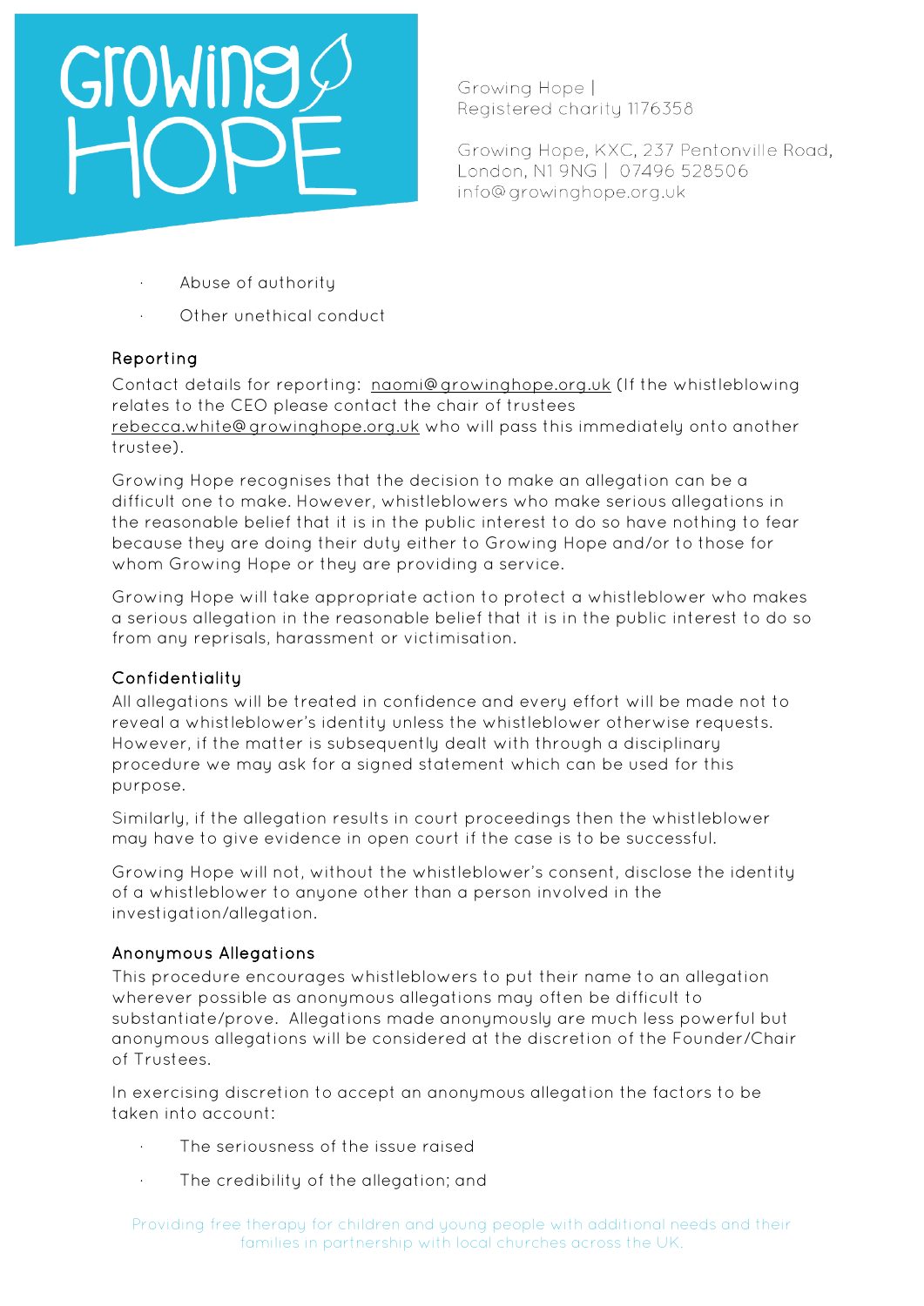- Abuse of authority
- Other unethical conduct

### Reporting

Contact details for reporting: naomi@growinghope.org.uk (If the whistleblowing relates to the CEO please contact the chair of trustees rebecca.white@growinghope.org.uk who will pass this immediately onto another trustee).

Growing Hope recognises that the decision to make an allegation can be a difficult one to make. However, whistleblowers who make serious allegations in the reasonable belief that it is in the public interest to do so have nothing to fear because they are doing their duty either to Growing Hope and/or to those for whom Growing Hope or they are providing a service.

Growing Hope will take appropriate action to protect a whistleblower who makes a serious allegation in the reasonable belief that it is in the public interest to do so from any reprisals, harassment or victimisation.

### Confidentiality

All allegations will be treated in confidence and every effort will be made not to reveal a whistleblower's identity unless the whistleblower otherwise requests. However, if the matter is subsequently dealt with through a disciplinary procedure we may ask for a signed statement which can be used for this purpose.

Similarly, if the allegation results in court proceedings then the whistleblower may have to give evidence in open court if the case is to be successful.

Growing Hope will not, without the whistleblower's consent, disclose the identity of a whistleblower to anyone other than a person involved in the investigation/allegation.

### Anonymous Allegations

This procedure encourages whistleblowers to put their name to an allegation wherever possible as anonymous allegations may often be difficult to substantiate/prove. Allegations made anonymously are much less powerful but anonymous allegations will be considered at the discretion of the Founder/Chair of Trustees.

In exercising discretion to accept an anonymous allegation the factors to be taken into account:

- The seriousness of the issue raised
- The credibility of the allegation; and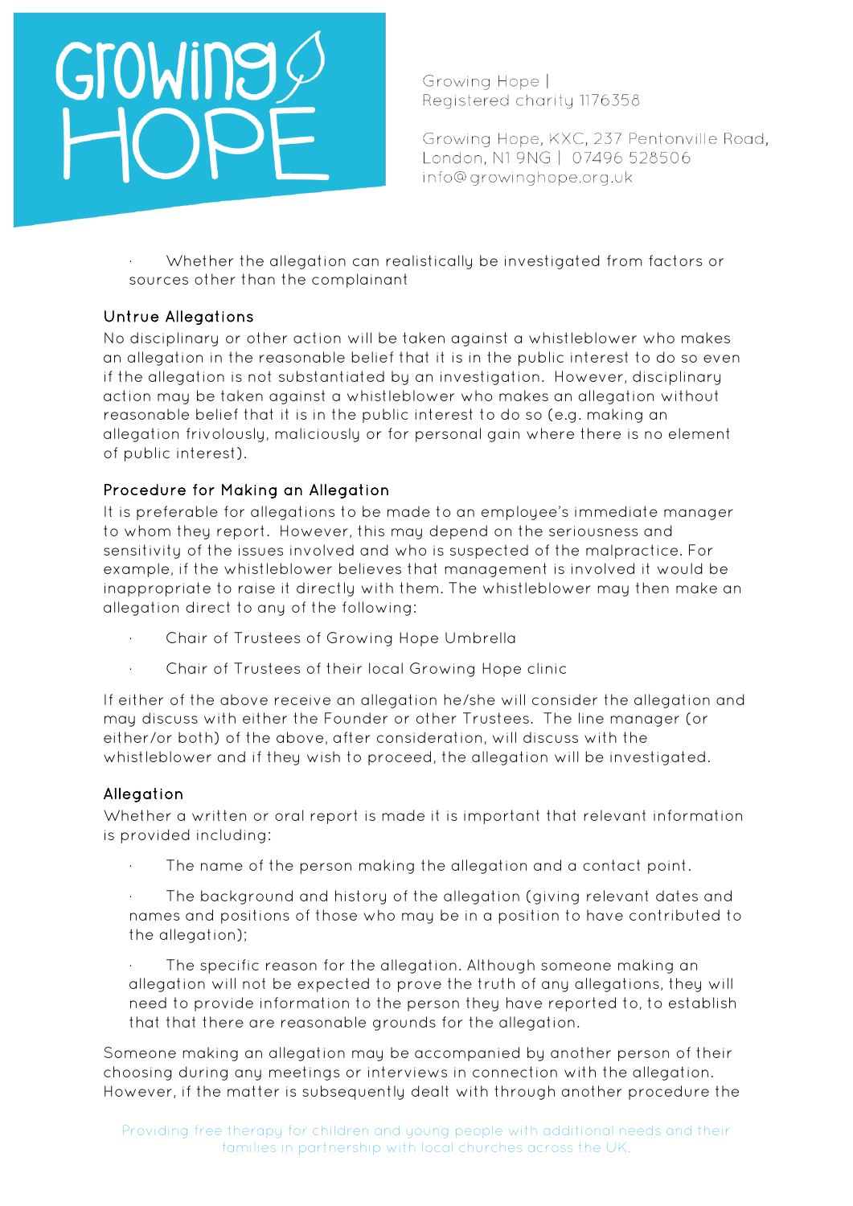- Whether the allegation can realistically be investigated from factors or sources other than the complainant

### Untrue Allegations

No disciplinary or other action will be taken against a whistleblower who makes an allegation in the reasonable belief that it is in the public interest to do so even if the allegation is not substantiated by an investigation. However, disciplinary action may be taken against a whistleblower who makes an allegation without reasonable belief that it is in the public interest to do so (e.g. making an allegation frivolously, maliciously or for personal gain where there is no element of public interest).

### Procedure for Making an Allegation

It is preferable for allegations to be made to an employee's immediate manager to whom they report. However, this may depend on the seriousness and sensitivity of the issues involved and who is suspected of the malpractice. For example, if the whistleblower believes that management is involved it would be inappropriate to raise it directly with them. The whistleblower may then make an allegation direct to any of the following:

- Chair of Trustees of Growing Hope Umbrella
- Chair of Trustees of their local Growing Hope clinic

If either of the above receive an allegation he/she will consider the allegation and may discuss with either the Founder or other Trustees. The line manager (or either/or both) of the above, after consideration, will discuss with the whistleblower and if they wish to proceed, the allegation will be investigated.

### Allegation

Whether a written or oral report is made it is important that relevant information is provided including:

- The name of the person making the allegation and a contact point.
- The background and history of the allegation (giving relevant dates and names and positions of those who may be in a position to have contributed to the allegation);
- The specific reason for the allegation. Although someone making an allegation will not be expected to prove the truth of any allegations, they will need to provide information to the person they have reported to, to establish that that there are reasonable grounds for the allegation.

Someone making an allegation may be accompanied by another person of their choosing during any meetings or interviews in connection with the allegation. However, if the matter is subsequently dealt with through another procedure the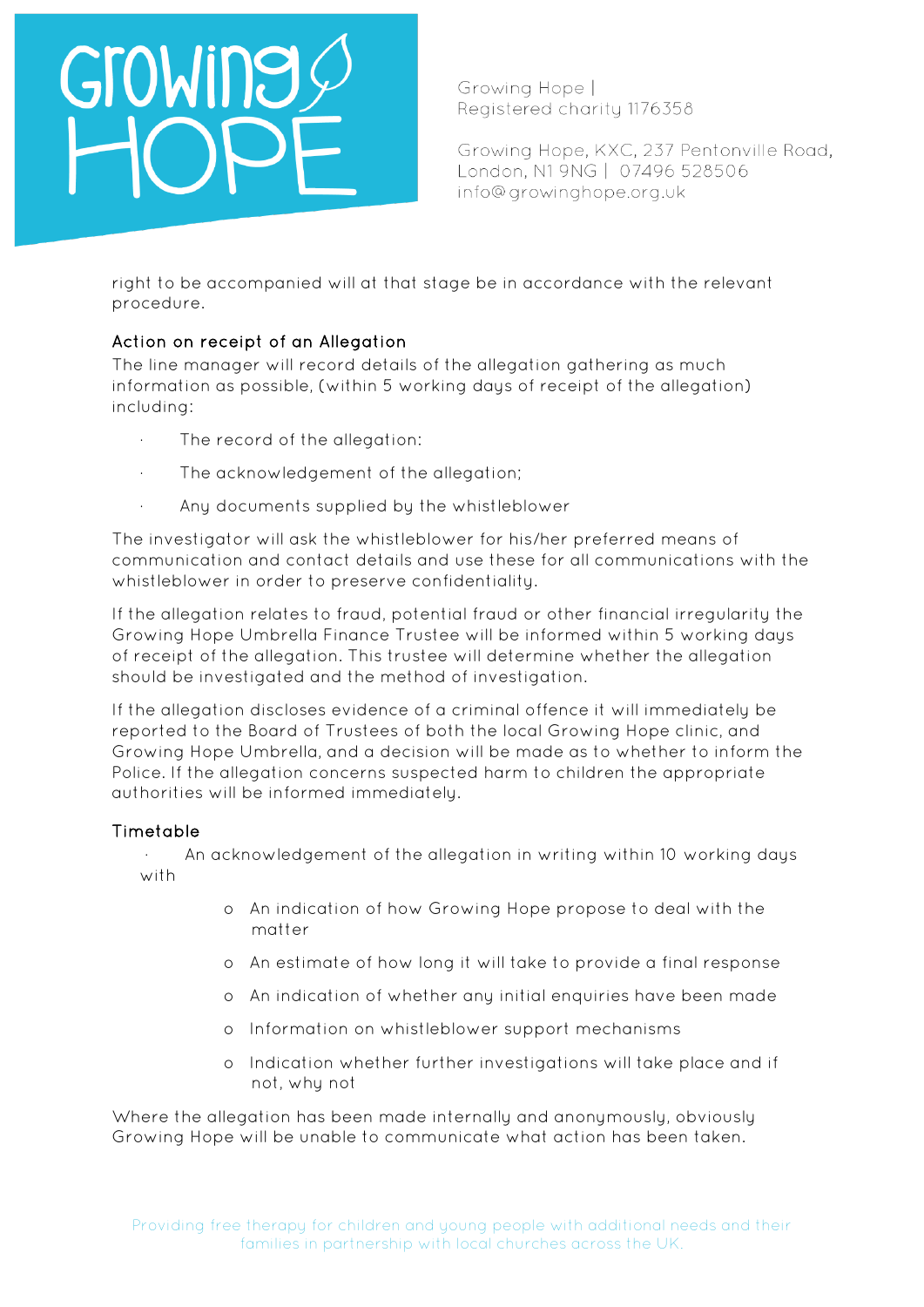right to be accompanied will at that stage be in accordance with the relevant procedure.

### Action on receipt of an Allegation

The line manager will record details of the allegation gathering as much information as possible, (within 5 working days of receipt of the allegation) including:

- The record of the allegation:
- The acknowledgement of the allegation;
- Any documents supplied by the whistleblower

The investigator will ask the whistleblower for his/her preferred means of communication and contact details and use these for all communications with the whistleblower in order to preserve confidentiality.

If the allegation relates to fraud, potential fraud or other financial irregularity the Growing Hope Umbrella Finance Trustee will be informed within 5 working days of receipt of the allegation. This trustee will determine whether the allegation should be investigated and the method of investigation.

If the allegation discloses evidence of a criminal offence it will immediately be reported to the Board of Trustees of both the local Growing Hope clinic, and Growing Hope Umbrella, and a decision will be made as to whether to inform the Police. If the allegation concerns suspected harm to children the appropriate authorities will be informed immediately.

### Timetable

- An acknowledgement of the allegation in writing within 10 working days with
  - An indication of how Growing Hope propose to deal with the matter
  - An estimate of how long it will take to provide a final response
  - An indication of whether any initial enquiries have been made
  - Information on whistleblower support mechanisms
  - Indication whether further investigations will take place and if not, why not

Where the allegation has been made internally and anonymously, obviously Growing Hope will be unable to communicate what action has been taken.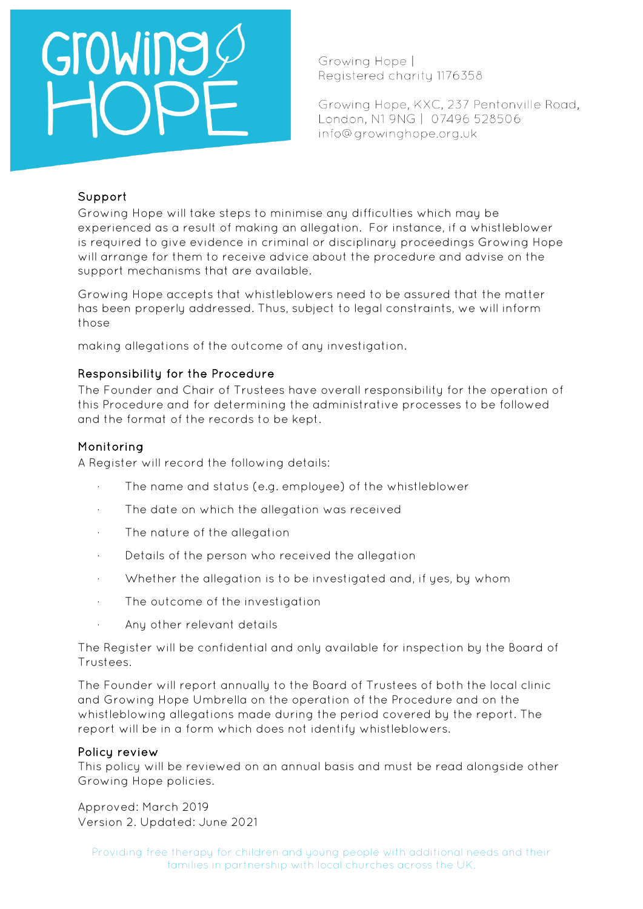## Support

Growing Hope will take steps to minimise any difficulties which may be experienced as a result of making an allegation. For instance, if a whistleblower is required to give evidence in criminal or disciplinary proceedings Growing Hope will arrange for them to receive advice about the procedure and advise on the support mechanisms that are available.

Growing Hope accepts that whistleblowers need to be assured that the matter has been properly addressed. Thus, subject to legal constraints, we will inform those

making allegations of the outcome of any investigation.

## Responsibility for the Procedure

The Founder and Chair of Trustees have overall responsibility for the operation of this Procedure and for determining the administrative processes to be followed and the format of the records to be kept.

## Monitoring

A Register will record the following details:

- The name and status (e.g. employee) of the whistleblower
- The date on which the allegation was received
- The nature of the allegation
- Details of the person who received the allegation
- Whether the allegation is to be investigated and, if yes, by whom
- The outcome of the investigation
- Any other relevant details

The Register will be confidential and only available for inspection by the Board of Trustees.

The Founder will report annually to the Board of Trustees of both the local clinic and Growing Hope Umbrella on the operation of the Procedure and on the whistleblowing allegations made during the period covered by the report. The report will be in a form which does not identify whistleblowers.

## Policy review

This policy will be reviewed on an annual basis and must be read alongside other Growing Hope policies.

Approved: March 2019
Version 2. Updated: June 2021